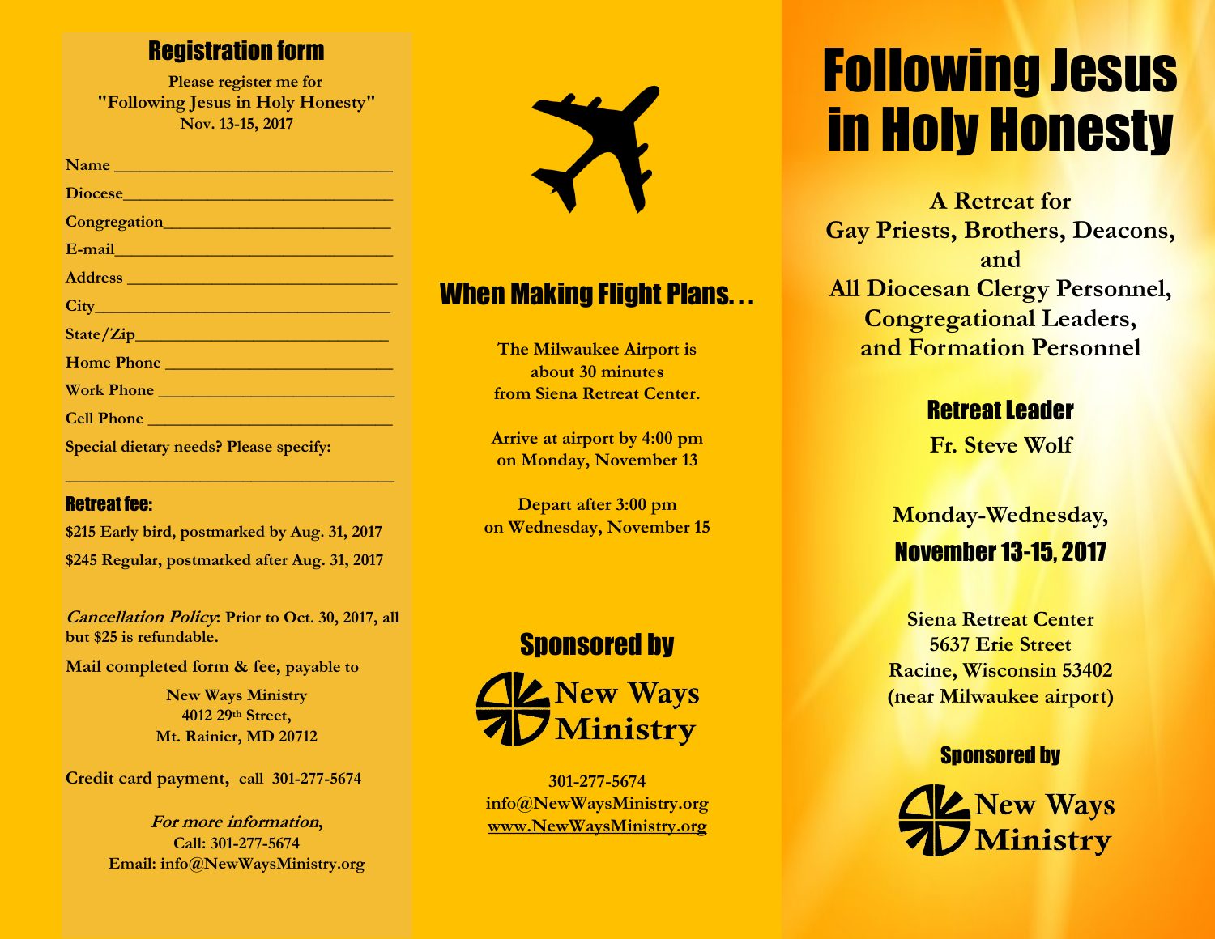## Registration form

**Please register me for**
**"Following Jesus in Holy Honesty"**
**Nov. 13-15, 2017**

**Name** ________________________________

**Diocese**________________________________

**Congregation**__________________________

**E-mail**________________________________

**Address** ________________________________

**City**___________________________________

**State/Zip**_____________________________

**Home Phone** __________________________

**Work Phone** ___________________________

**Cell Phone** ____________________________

**Special dietary needs? Please specify:**

____________________________________

### Retreat fee:

**$215 Early bird, postmarked by Aug. 31, 2017**

**$245 Regular, postmarked after Aug. 31, 2017**

***Cancellation Policy*: Prior to Oct. 30, 2017, all but $25 is refundable.**

**Mail completed form & fee, payable to**

**New Ways Ministry**
**4012 29th Street,**
**Mt. Rainier, MD 20712**

**Credit card payment, call 301-277-5674**

***For more information*,**
**Call: 301-277-5674**
**Email: info@NewWaysMinistry.org**

## When Making Flight Plans. . .

**The Milwaukee Airport is about 30 minutes from Siena Retreat Center.**

**Arrive at airport by 4:00 pm on Monday, November 13**

**Depart after 3:00 pm on Wednesday, November 15**

## Sponsored by

**New Ways Ministry**

**301-277-5674**
**info@NewWaysMinistry.org**
**www.NewWaysMinistry.org**

# Following Jesus in Holy Honesty

**A Retreat for Gay Priests, Brothers, Deacons, and All Diocesan Clergy Personnel, Congregational Leaders, and Formation Personnel**

### Retreat Leader

**Fr. Steve Wolf**

**Monday-Wednesday,**
**November 13-15, 2017**

**Siena Retreat Center**
**5637 Erie Street**
**Racine, Wisconsin 53402**
**(near Milwaukee airport)**

### Sponsored by

**New Ways Ministry**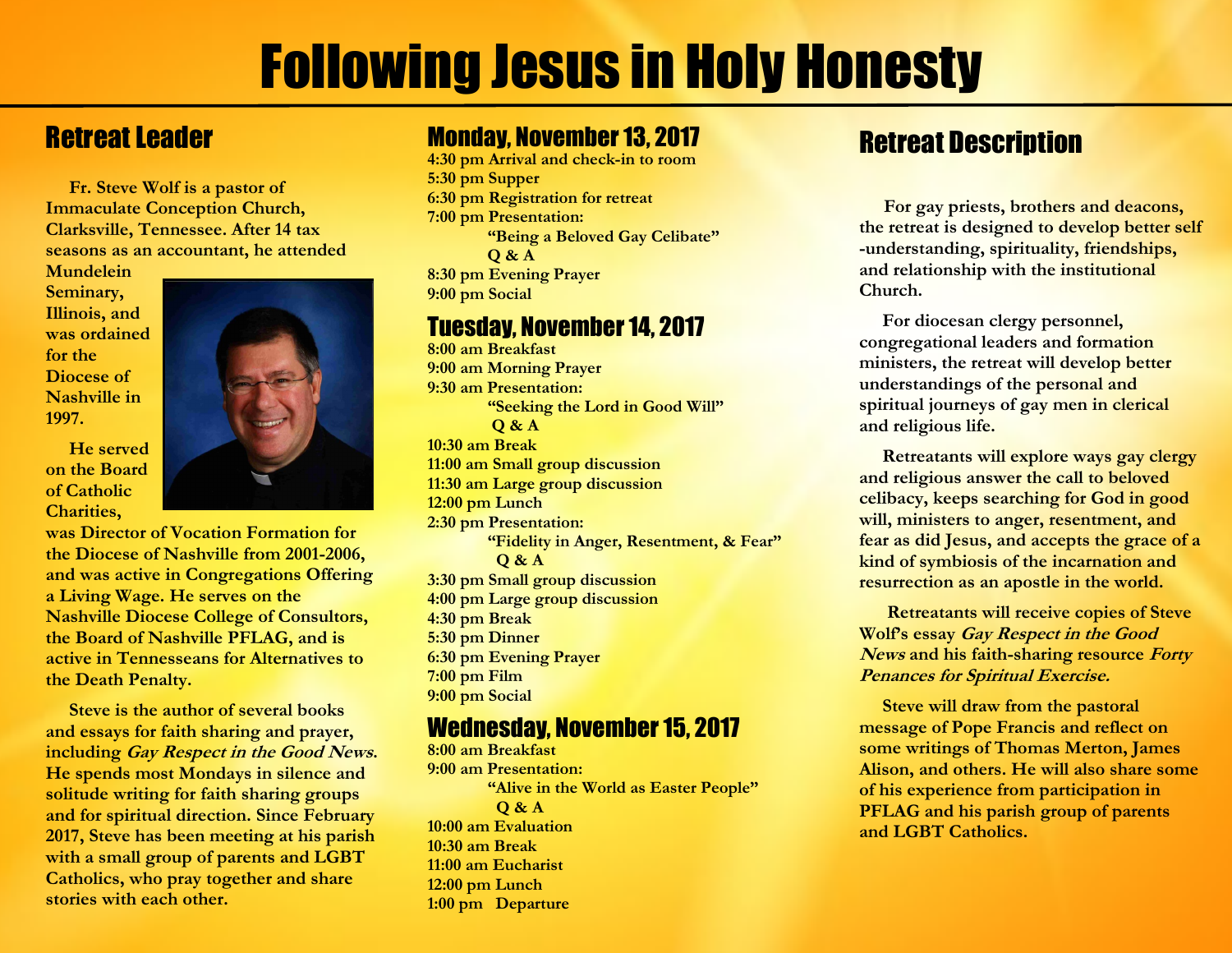# Following Jesus in Holy Honesty

## Retreat Leader

**Fr. Steve Wolf is a pastor of Immaculate Conception Church, Clarksville, Tennessee. After 14 tax seasons as an accountant, he attended Mundelein Seminary, Illinois, and was ordained for the Diocese of Nashville in 1997.**

**He served on the Board of Catholic Charities, was Director of Vocation Formation for the Diocese of Nashville from 2001-2006, and was active in Congregations Offering a Living Wage. He serves on the Nashville Diocese College of Consultors, the Board of Nashville PFLAG, and is active in Tennesseans for Alternatives to the Death Penalty.**

**Steve is the author of several books and essays for faith sharing and prayer, including *Gay Respect in the Good News*. He spends most Mondays in silence and solitude writing for faith sharing groups and for spiritual direction. Since February 2017, Steve has been meeting at his parish with a small group of parents and LGBT Catholics, who pray together and share stories with each other.**

## Monday, November 13, 2017

**4:30 pm Arrival and check-in to room**
**5:30 pm Supper**
**6:30 pm Registration for retreat**
**7:00 pm Presentation:**
**"Being a Beloved Gay Celibate"**
**Q & A**
**8:30 pm Evening Prayer**
**9:00 pm Social**

## Tuesday, November 14, 2017

**8:00 am Breakfast**
**9:00 am Morning Prayer**
**9:30 am Presentation:**
**"Seeking the Lord in Good Will"**
**Q & A**
**10:30 am Break**
**11:00 am Small group discussion**
**11:30 am Large group discussion**
**12:00 pm Lunch**
**2:30 pm Presentation:**
**"Fidelity in Anger, Resentment, & Fear"**
**Q & A**
**3:30 pm Small group discussion**
**4:00 pm Large group discussion**
**4:30 pm Break**
**5:30 pm Dinner**
**6:30 pm Evening Prayer**
**7:00 pm Film**
**9:00 pm Social**

## Wednesday, November 15, 2017

**8:00 am Breakfast**
**9:00 am Presentation:**
**"Alive in the World as Easter People"**
**Q & A**
**10:00 am Evaluation**
**10:30 am Break**
**11:00 am Eucharist**
**12:00 pm Lunch**
**1:00 pm Departure**

## Retreat Description

**For gay priests, brothers and deacons, the retreat is designed to develop better self-understanding, spirituality, friendships, and relationship with the institutional Church.**

**For diocesan clergy personnel, congregational leaders and formation ministers, the retreat will develop better understandings of the personal and spiritual journeys of gay men in clerical and religious life.**

**Retreatants will explore ways gay clergy and religious answer the call to beloved celibacy, keeps searching for God in good will, ministers to anger, resentment, and fear as did Jesus, and accepts the grace of a kind of symbiosis of the incarnation and resurrection as an apostle in the world.**

**Retreatants will receive copies of Steve Wolf's essay *Gay Respect in the Good News* and his faith-sharing resource *Forty Penances for Spiritual Exercise.***

**Steve will draw from the pastoral message of Pope Francis and reflect on some writings of Thomas Merton, James Alison, and others. He will also share some of his experience from participation in PFLAG and his parish group of parents and LGBT Catholics.**